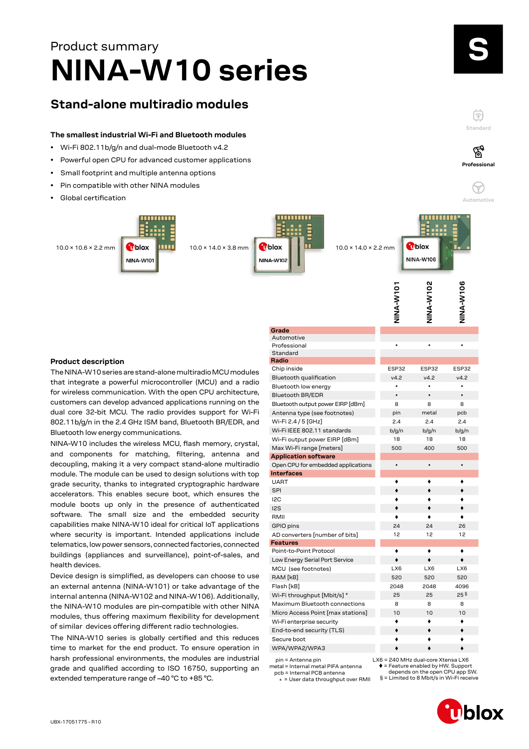Product summary

# NINA-W10 series

## Stand-alone multiradio modules

### The smallest industrial Wi-Fi and Bluetooth modules

- Wi-Fi 802.11b/g/n and dual-mode Bluetooth v4.2
- Powerful open CPU for advanced customer applications
- Small footprint and multiple antenna options
- Pin compatible with other NINA modules
- Global certification

10.0 × 10.6 × 2.2 mm — NINA-W101

10.0 × 14.0 × 3.8 mm — NINA-W102

10.0 × 14.0 × 2.2 mm — NINA-W106

### Product description

The NINA-W10 series are stand-alone multiradio MCU modules that integrate a powerful microcontroller (MCU) and a radio for wireless communication. With the open CPU architecture, customers can develop advanced applications running on the dual core 32-bit MCU. The radio provides support for Wi-Fi 802.11b/g/n in the 2.4 GHz ISM band, Bluetooth BR/EDR, and Bluetooth low energy communications.

NINA-W10 includes the wireless MCU, flash memory, crystal, and components for matching, filtering, antenna and decoupling, making it a very compact stand-alone multiradio module. The module can be used to design solutions with top grade security, thanks to integrated cryptographic hardware accelerators. This enables secure boot, which ensures the module boots only in the presence of authenticated software. The small size and the embedded security capabilities make NINA-W10 ideal for critical IoT applications where security is important. Intended applications include telematics, low power sensors, connected factories, connected buildings (appliances and surveillance), point-of-sales, and health devices.

Device design is simplified, as developers can choose to use an external antenna (NINA-W101) or take advantage of the internal antenna (NINA-W102 and NINA-W106). Additionally, the NINA-W10 modules are pin-compatible with other NINA modules, thus offering maximum flexibility for development of similar devices offering different radio technologies.

The NINA-W10 series is globally certified and this reduces time to market for the end product. To ensure operation in harsh professional environments, the modules are industrial grade and qualified according to ISO 16750, supporting an extended temperature range of –40 °C to +85 °C.

| | NINA-W101 | NINA-W102 | NINA-W106 |
|---|---|---|---|
| **Grade** | | | |
| Automotive | | | |
| Professional | • | • | • |
| Standard | | | |
| **Radio** | | | |
| Chip inside | ESP32 | ESP32 | ESP32 |
| Bluetooth qualification | v4.2 | v4.2 | v4.2 |
| Bluetooth low energy | • | • | • |
| Bluetooth BR/EDR | • | • | • |
| Bluetooth output power EIRP [dBm] | 8 | 8 | 8 |
| Antenna type (see footnotes) | pin | metal | pcb |
| Wi-Fi 2.4 / 5 [GHz] | 2.4 | 2.4 | 2.4 |
| Wi-Fi IEEE 802.11 standards | b/g/n | b/g/n | b/g/n |
| Wi-Fi output power EIRP [dBm] | 18 | 18 | 18 |
| Max Wi-Fi range [meters] | 500 | 400 | 500 |
| **Application software** | | | |
| Open CPU for embedded applications | • | • | • |
| **Interfaces** | | | |
| UART | ♦ | ♦ | ♦ |
| SPI | ♦ | ♦ | ♦ |
| I2C | ♦ | ♦ | ♦ |
| I2S | ♦ | ♦ | ♦ |
| RMII | ♦ | ♦ | ♦ |
| GPIO pins | 24 | 24 | 26 |
| AD converters [number of bits] | 12 | 12 | 12 |
| **Features** | | | |
| Point-to-Point Protocol | ♦ | ♦ | ♦ |
| Low Energy Serial Port Service | ♦ | ♦ | ♦ |
| MCU (see footnotes) | LX6 | LX6 | LX6 |
| RAM [kB] | 520 | 520 | 520 |
| Flash [kB] | 2048 | 2048 | 4096 |
| Wi-Fi throughput [Mbit/s] * | 25 | 25 | 25 § |
| Maximum Bluetooth connections | 8 | 8 | 8 |
| Micro Access Point [max stations] | 10 | 10 | 10 |
| Wi-Fi enterprise security | ♦ | ♦ | ♦ |
| End-to-end security (TLS) | ♦ | ♦ | ♦ |
| Secure boot | ♦ | ♦ | ♦ |
| WPA/WPA2/WPA3 | ♦ | ♦ | ♦ |

pin = Antenna pin
metal = Internal metal PIFA antenna
pcb = Internal PCB antenna
* = User data throughput over RMII
LX6 = 240 MHz dual-core Xtensa LX6
♦ = Feature enabled by HW. Support depends on the open CPU app SW.
§ = Limited to 8 Mbit/s in Wi-Fi receive

UBX-17051775 - R10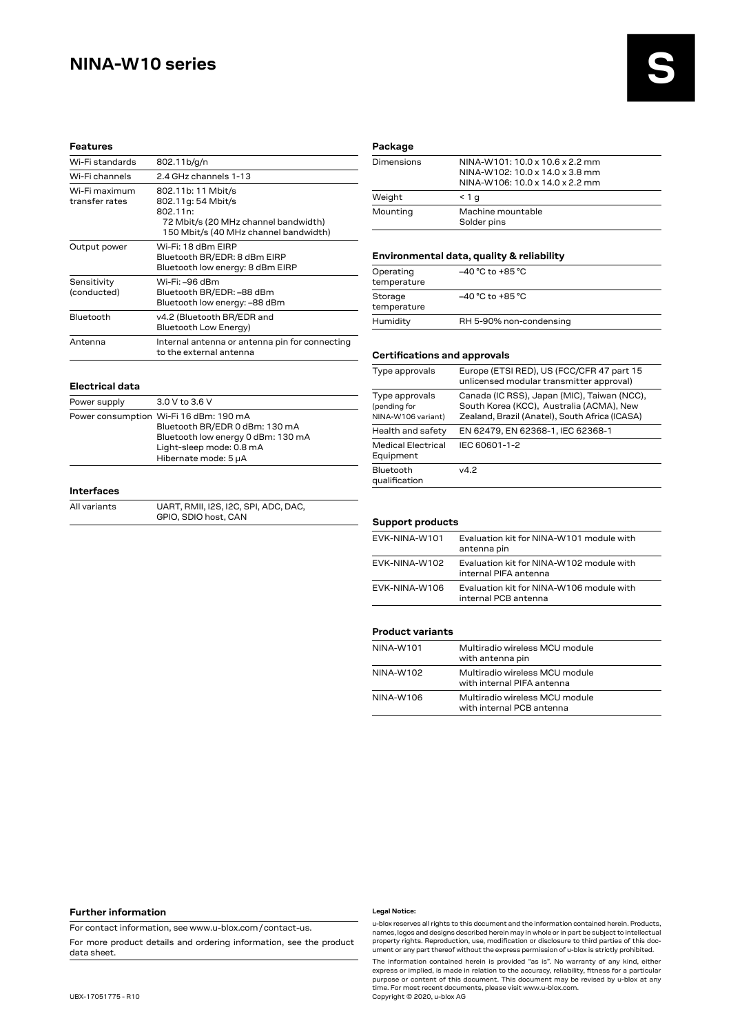# NINA-W10 series

S

### Features

| | |
|---|---|
| Wi-Fi standards | 802.11b/g/n |
| Wi-Fi channels | 2.4 GHz channels 1-13 |
| Wi-Fi maximum transfer rates | 802.11b: 11 Mbit/s<br>802.11g: 54 Mbit/s<br>802.11n:<br>72 Mbit/s (20 MHz channel bandwidth)<br>150 Mbit/s (40 MHz channel bandwidth) |
| Output power | Wi-Fi: 18 dBm EIRP<br>Bluetooth BR/EDR: 8 dBm EIRP<br>Bluetooth low energy: 8 dBm EIRP |
| Sensitivity (conducted) | Wi-Fi: –96 dBm<br>Bluetooth BR/EDR: –88 dBm<br>Bluetooth low energy: –88 dBm |
| Bluetooth | v4.2 (Bluetooth BR/EDR and Bluetooth Low Energy) |
| Antenna | Internal antenna or antenna pin for connecting to the external antenna |

### Electrical data

| | |
|---|---|
| Power supply | 3.0 V to 3.6 V |
| Power consumption | Wi-Fi 16 dBm: 190 mA<br>Bluetooth BR/EDR 0 dBm: 130 mA<br>Bluetooth low energy 0 dBm: 130 mA<br>Light-sleep mode: 0.8 mA<br>Hibernate mode: 5 µA |

### Interfaces

| | |
|---|---|
| All variants | UART, RMII, I2S, I2C, SPI, ADC, DAC, GPIO, SDIO host, CAN |

### Package

| | |
|---|---|
| Dimensions | NINA-W101: 10.0 x 10.6 x 2.2 mm<br>NINA-W102: 10.0 x 14.0 x 3.8 mm<br>NINA-W106: 10.0 x 14.0 x 2.2 mm |
| Weight | < 1 g |
| Mounting | Machine mountable<br>Solder pins |

### Environmental data, quality & reliability

| | |
|---|---|
| Operating temperature | –40 °C to +85 °C |
| Storage temperature | –40 °C to +85 °C |
| Humidity | RH 5-90% non-condensing |

### Certifications and approvals

| | |
|---|---|
| Type approvals | Europe (ETSI RED), US (FCC/CFR 47 part 15 unlicensed modular transmitter approval) |
| Type approvals (pending for NINA-W106 variant) | Canada (IC RSS), Japan (MIC), Taiwan (NCC), South Korea (KCC), Australia (ACMA), New Zealand, Brazil (Anatel), South Africa (ICASA) |
| Health and safety | EN 62479, EN 62368-1, IEC 62368-1 |
| Medical Electrical Equipment | IEC 60601-1-2 |
| Bluetooth qualification | v4.2 |

### Support products

| | |
|---|---|
| EVK-NINA-W101 | Evaluation kit for NINA-W101 module with antenna pin |
| EVK-NINA-W102 | Evaluation kit for NINA-W102 module with internal PIFA antenna |
| EVK-NINA-W106 | Evaluation kit for NINA-W106 module with internal PCB antenna |

### Product variants

| | |
|---|---|
| NINA-W101 | Multiradio wireless MCU module with antenna pin |
| NINA-W102 | Multiradio wireless MCU module with internal PIFA antenna |
| NINA-W106 | Multiradio wireless MCU module with internal PCB antenna |

### Further information

For contact information, see www.u-blox.com / contact-us.

For more product details and ordering information, see the product data sheet.

UBX-17051775 - R10

**Legal Notice:**

u-blox reserves all rights to this document and the information contained herein. Products, names, logos and designs described herein may in whole or in part be subject to intellectual property rights. Reproduction, use, modification or disclosure to third parties of this document or any part thereof without the express permission of u-blox is strictly prohibited.

The information contained herein is provided "as is". No warranty of any kind, either express or implied, is made in relation to the accuracy, reliability, fitness for a particular purpose or content of this document. This document may be revised by u-blox at any time. For most recent documents, please visit www.u-blox.com.

Copyright © 2020, u-blox AG